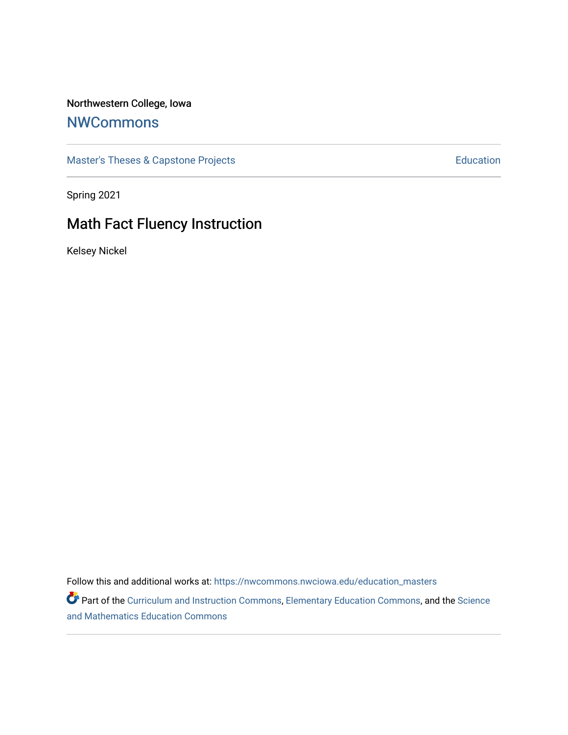Northwestern College, Iowa

# NWCommons

Master's Theses & Capstone Projects

Education

Spring 2021

## Math Fact Fluency Instruction

Kelsey Nickel

Follow this and additional works at: https://nwcommons.nwciowa.edu/education_masters

Part of the Curriculum and Instruction Commons, Elementary Education Commons, and the Science and Mathematics Education Commons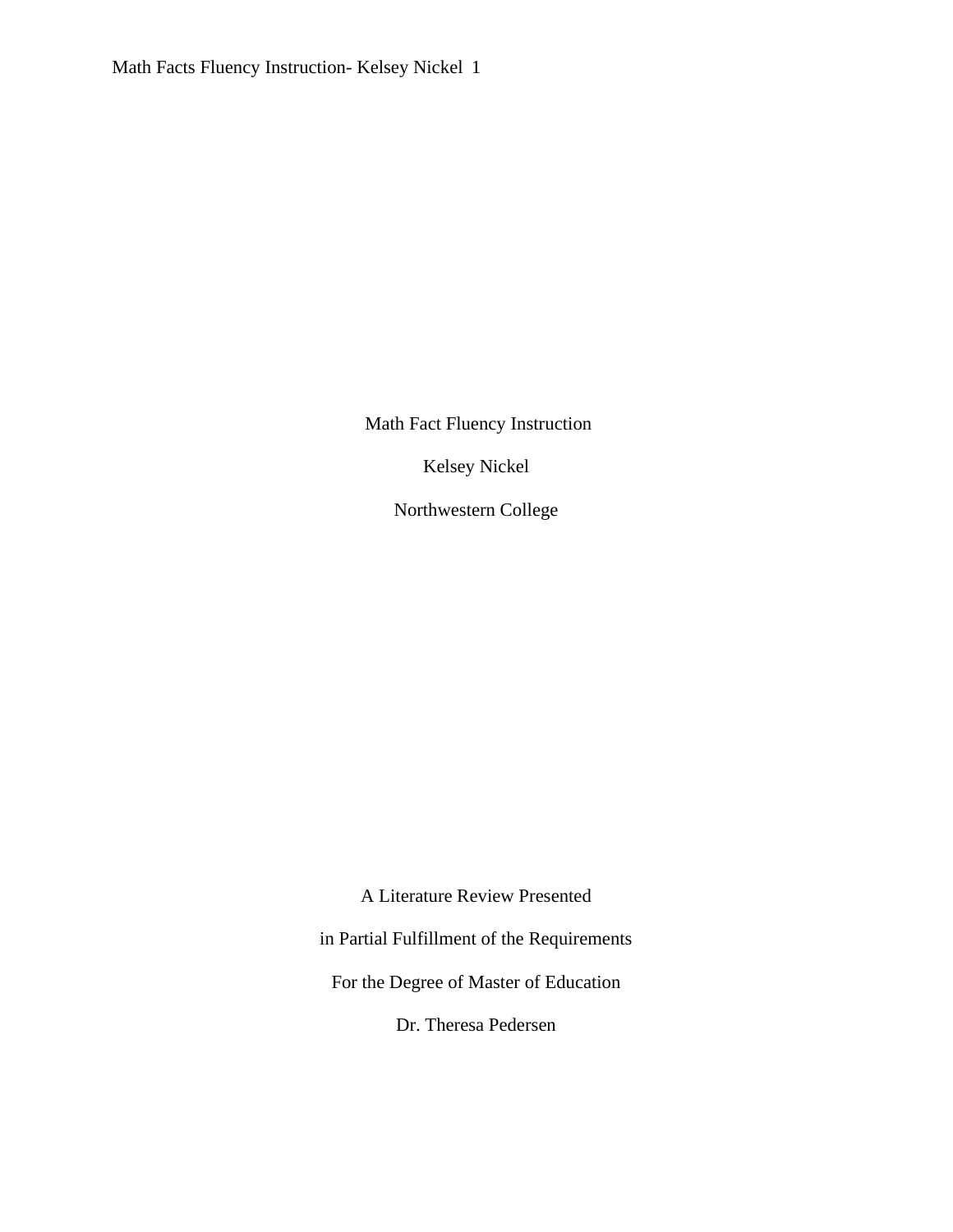Math Fact Fluency Instruction

Kelsey Nickel

Northwestern College

A Literature Review Presented

in Partial Fulfillment of the Requirements

For the Degree of Master of Education

Dr. Theresa Pedersen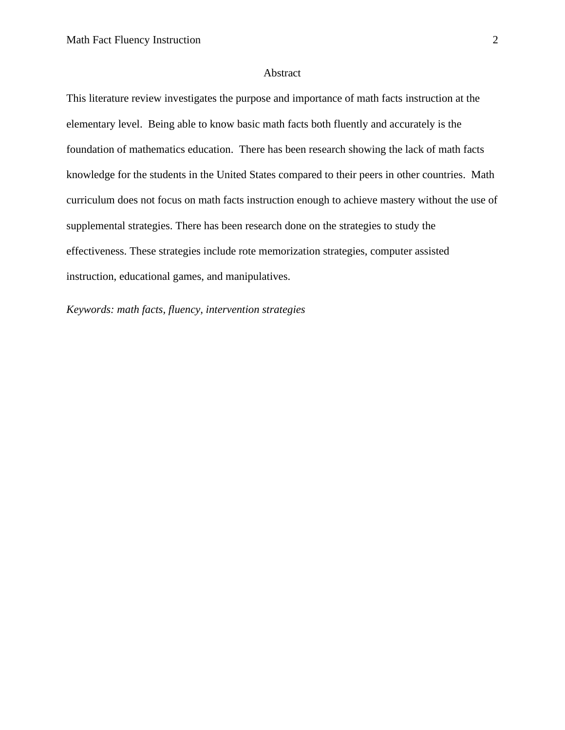# Abstract

This literature review investigates the purpose and importance of math facts instruction at the elementary level. Being able to know basic math facts both fluently and accurately is the foundation of mathematics education. There has been research showing the lack of math facts knowledge for the students in the United States compared to their peers in other countries. Math curriculum does not focus on math facts instruction enough to achieve mastery without the use of supplemental strategies. There has been research done on the strategies to study the effectiveness. These strategies include rote memorization strategies, computer assisted instruction, educational games, and manipulatives.

*Keywords: math facts, fluency, intervention strategies*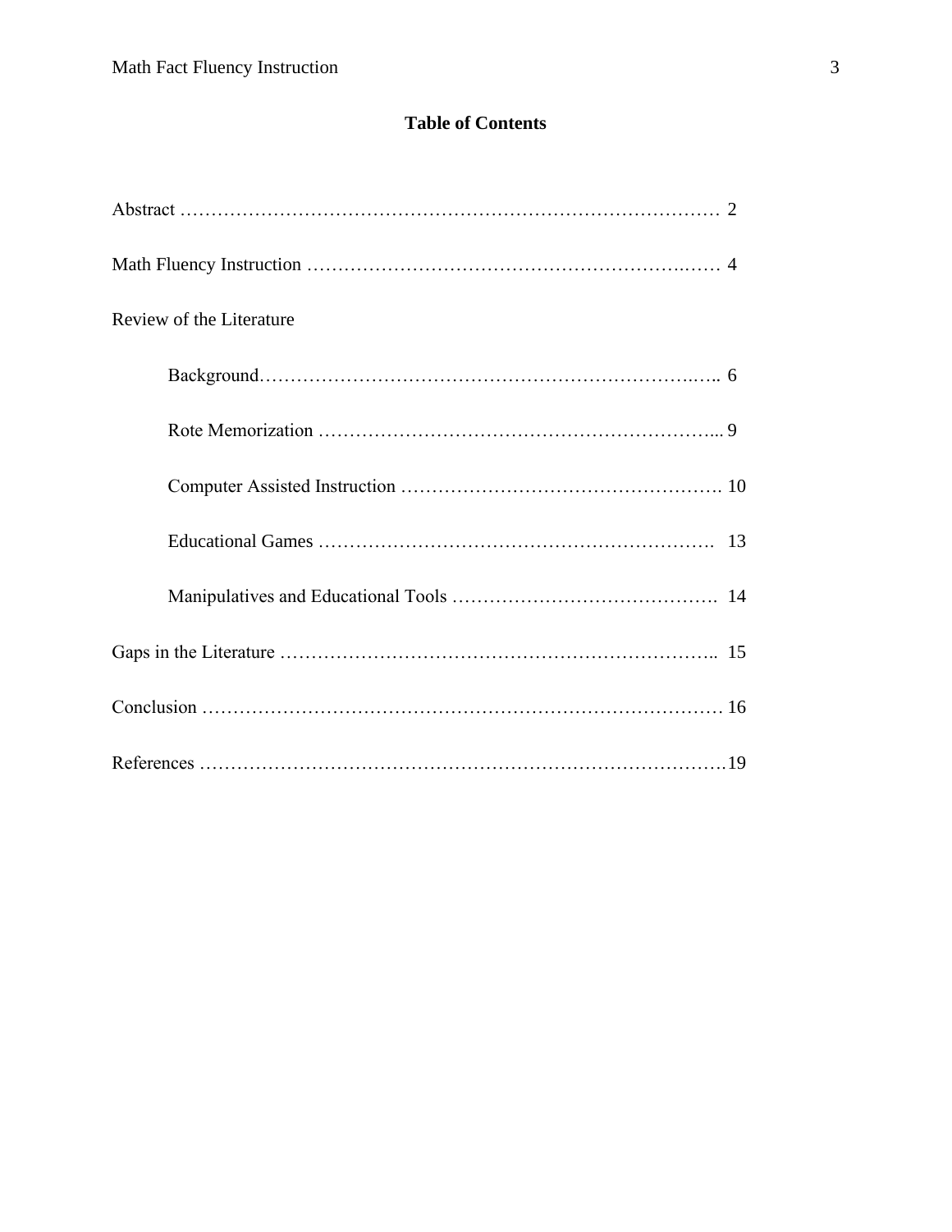**Table of Contents**

Abstract ………………………………………………………………………………… 2

Math Fluency Instruction …………………………………………………….…… 4

Review of the Literature

Background………………………………………………………….….. 6

Rote Memorization ………………………………………………………... 9

Computer Assisted Instruction ……………………………………………. 10

Educational Games ………………………………………………………. 13

Manipulatives and Educational Tools ……………………………………. 14

Gaps in the Literature …………………………………………………………….. 15

Conclusion ………………………………………………………………………… 16

References ………………………………………………………………………….19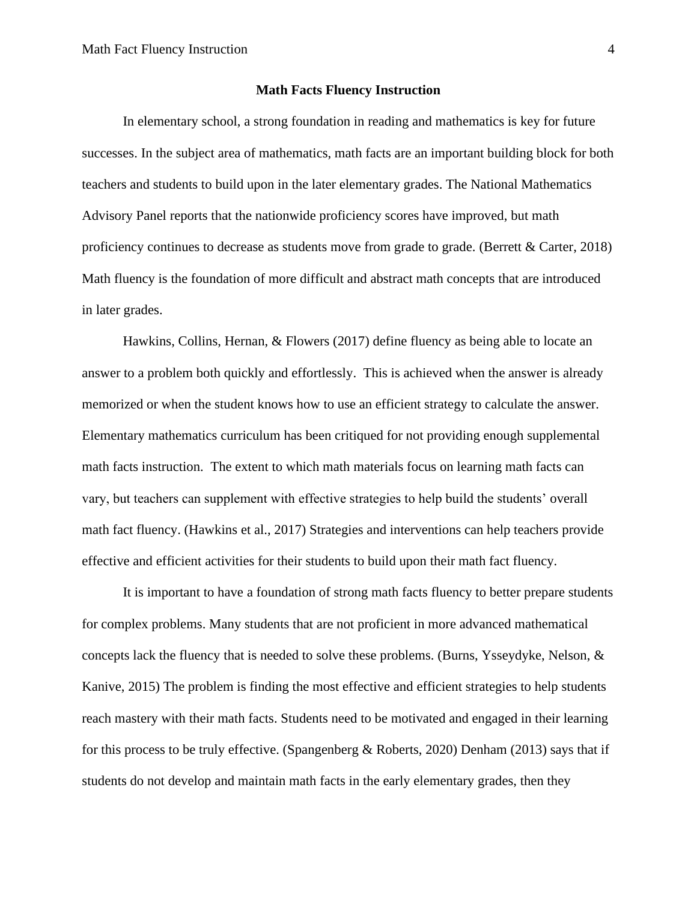**Math Facts Fluency Instruction**

In elementary school, a strong foundation in reading and mathematics is key for future successes. In the subject area of mathematics, math facts are an important building block for both teachers and students to build upon in the later elementary grades. The National Mathematics Advisory Panel reports that the nationwide proficiency scores have improved, but math proficiency continues to decrease as students move from grade to grade. (Berrett & Carter, 2018) Math fluency is the foundation of more difficult and abstract math concepts that are introduced in later grades.

Hawkins, Collins, Hernan, & Flowers (2017) define fluency as being able to locate an answer to a problem both quickly and effortlessly. This is achieved when the answer is already memorized or when the student knows how to use an efficient strategy to calculate the answer. Elementary mathematics curriculum has been critiqued for not providing enough supplemental math facts instruction. The extent to which math materials focus on learning math facts can vary, but teachers can supplement with effective strategies to help build the students' overall math fact fluency. (Hawkins et al., 2017) Strategies and interventions can help teachers provide effective and efficient activities for their students to build upon their math fact fluency.

It is important to have a foundation of strong math facts fluency to better prepare students for complex problems. Many students that are not proficient in more advanced mathematical concepts lack the fluency that is needed to solve these problems. (Burns, Ysseydyke, Nelson, & Kanive, 2015) The problem is finding the most effective and efficient strategies to help students reach mastery with their math facts. Students need to be motivated and engaged in their learning for this process to be truly effective. (Spangenberg & Roberts, 2020) Denham (2013) says that if students do not develop and maintain math facts in the early elementary grades, then they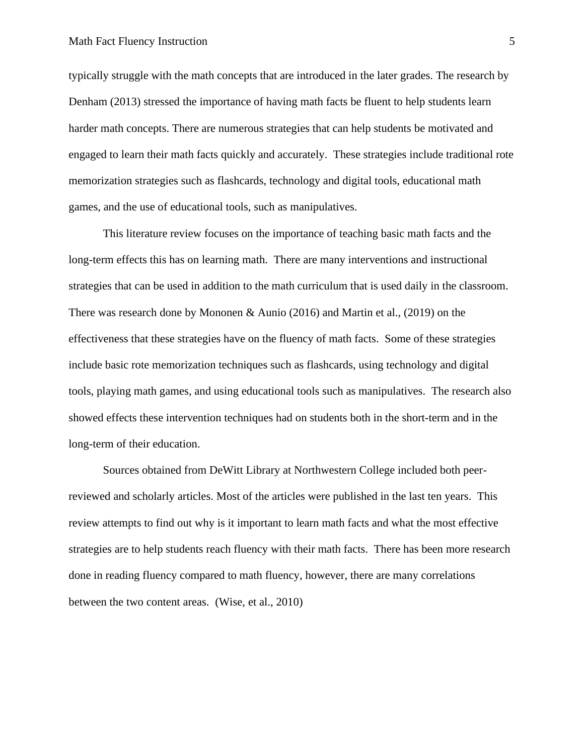typically struggle with the math concepts that are introduced in the later grades. The research by Denham (2013) stressed the importance of having math facts be fluent to help students learn harder math concepts. There are numerous strategies that can help students be motivated and engaged to learn their math facts quickly and accurately. These strategies include traditional rote memorization strategies such as flashcards, technology and digital tools, educational math games, and the use of educational tools, such as manipulatives.

This literature review focuses on the importance of teaching basic math facts and the long-term effects this has on learning math. There are many interventions and instructional strategies that can be used in addition to the math curriculum that is used daily in the classroom. There was research done by Mononen & Aunio (2016) and Martin et al., (2019) on the effectiveness that these strategies have on the fluency of math facts. Some of these strategies include basic rote memorization techniques such as flashcards, using technology and digital tools, playing math games, and using educational tools such as manipulatives. The research also showed effects these intervention techniques had on students both in the short-term and in the long-term of their education.

Sources obtained from DeWitt Library at Northwestern College included both peer-reviewed and scholarly articles. Most of the articles were published in the last ten years. This review attempts to find out why is it important to learn math facts and what the most effective strategies are to help students reach fluency with their math facts. There has been more research done in reading fluency compared to math fluency, however, there are many correlations between the two content areas. (Wise, et al., 2010)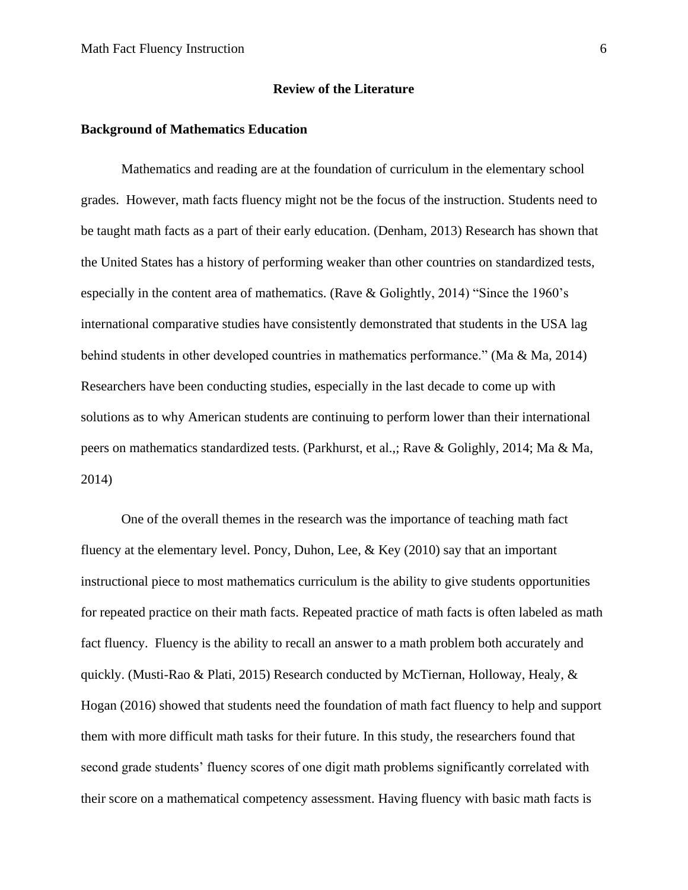## Review of the Literature

### Background of Mathematics Education

Mathematics and reading are at the foundation of curriculum in the elementary school grades. However, math facts fluency might not be the focus of the instruction. Students need to be taught math facts as a part of their early education. (Denham, 2013) Research has shown that the United States has a history of performing weaker than other countries on standardized tests, especially in the content area of mathematics. (Rave & Golightly, 2014) "Since the 1960's international comparative studies have consistently demonstrated that students in the USA lag behind students in other developed countries in mathematics performance." (Ma & Ma, 2014) Researchers have been conducting studies, especially in the last decade to come up with solutions as to why American students are continuing to perform lower than their international peers on mathematics standardized tests. (Parkhurst, et al.,; Rave & Golighly, 2014; Ma & Ma, 2014)

One of the overall themes in the research was the importance of teaching math fact fluency at the elementary level. Poncy, Duhon, Lee, & Key (2010) say that an important instructional piece to most mathematics curriculum is the ability to give students opportunities for repeated practice on their math facts. Repeated practice of math facts is often labeled as math fact fluency. Fluency is the ability to recall an answer to a math problem both accurately and quickly. (Musti-Rao & Plati, 2015) Research conducted by McTiernan, Holloway, Healy, & Hogan (2016) showed that students need the foundation of math fact fluency to help and support them with more difficult math tasks for their future. In this study, the researchers found that second grade students' fluency scores of one digit math problems significantly correlated with their score on a mathematical competency assessment. Having fluency with basic math facts is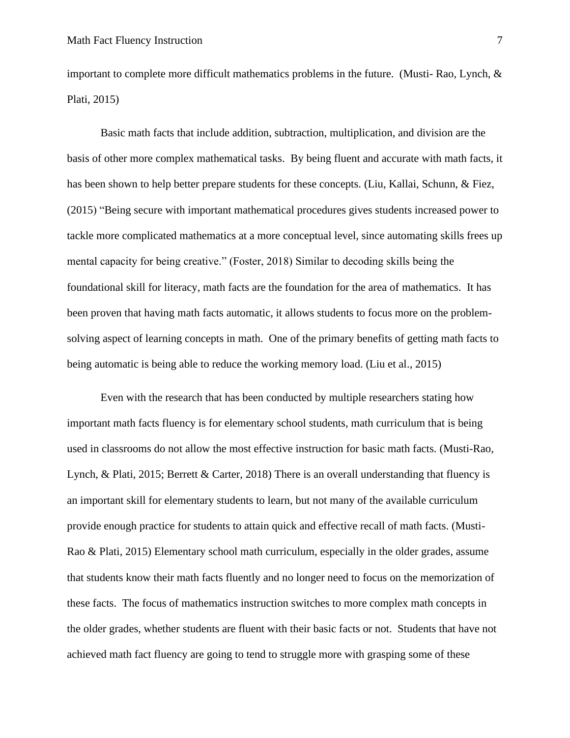important to complete more difficult mathematics problems in the future. (Musti- Rao, Lynch, & Plati, 2015)

Basic math facts that include addition, subtraction, multiplication, and division are the basis of other more complex mathematical tasks. By being fluent and accurate with math facts, it has been shown to help better prepare students for these concepts. (Liu, Kallai, Schunn, & Fiez, (2015) "Being secure with important mathematical procedures gives students increased power to tackle more complicated mathematics at a more conceptual level, since automating skills frees up mental capacity for being creative." (Foster, 2018) Similar to decoding skills being the foundational skill for literacy, math facts are the foundation for the area of mathematics. It has been proven that having math facts automatic, it allows students to focus more on the problem-solving aspect of learning concepts in math. One of the primary benefits of getting math facts to being automatic is being able to reduce the working memory load. (Liu et al., 2015)

Even with the research that has been conducted by multiple researchers stating how important math facts fluency is for elementary school students, math curriculum that is being used in classrooms do not allow the most effective instruction for basic math facts. (Musti-Rao, Lynch, & Plati, 2015; Berrett & Carter, 2018) There is an overall understanding that fluency is an important skill for elementary students to learn, but not many of the available curriculum provide enough practice for students to attain quick and effective recall of math facts. (Musti-Rao & Plati, 2015) Elementary school math curriculum, especially in the older grades, assume that students know their math facts fluently and no longer need to focus on the memorization of these facts. The focus of mathematics instruction switches to more complex math concepts in the older grades, whether students are fluent with their basic facts or not. Students that have not achieved math fact fluency are going to tend to struggle more with grasping some of these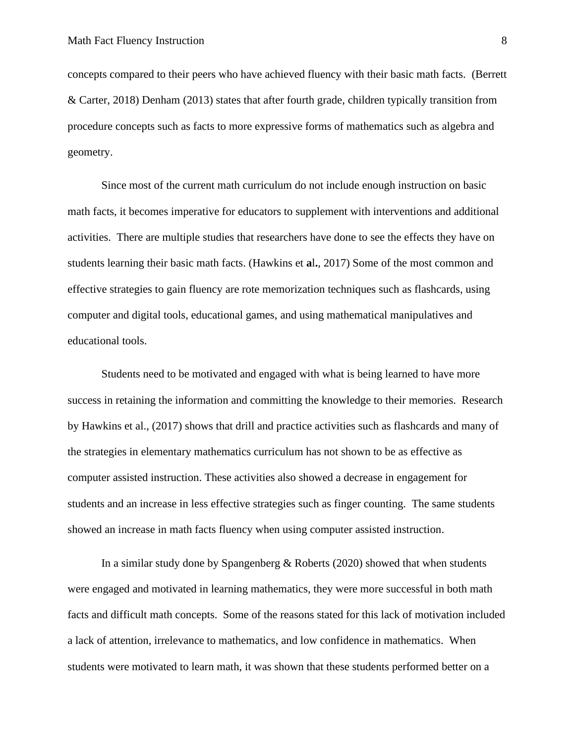concepts compared to their peers who have achieved fluency with their basic math facts. (Berrett & Carter, 2018) Denham (2013) states that after fourth grade, children typically transition from procedure concepts such as facts to more expressive forms of mathematics such as algebra and geometry.

Since most of the current math curriculum do not include enough instruction on basic math facts, it becomes imperative for educators to supplement with interventions and additional activities. There are multiple studies that researchers have done to see the effects they have on students learning their basic math facts. (Hawkins et **al.**, 2017) Some of the most common and effective strategies to gain fluency are rote memorization techniques such as flashcards, using computer and digital tools, educational games, and using mathematical manipulatives and educational tools.

Students need to be motivated and engaged with what is being learned to have more success in retaining the information and committing the knowledge to their memories. Research by Hawkins et al., (2017) shows that drill and practice activities such as flashcards and many of the strategies in elementary mathematics curriculum has not shown to be as effective as computer assisted instruction. These activities also showed a decrease in engagement for students and an increase in less effective strategies such as finger counting. The same students showed an increase in math facts fluency when using computer assisted instruction.

In a similar study done by Spangenberg & Roberts (2020) showed that when students were engaged and motivated in learning mathematics, they were more successful in both math facts and difficult math concepts. Some of the reasons stated for this lack of motivation included a lack of attention, irrelevance to mathematics, and low confidence in mathematics. When students were motivated to learn math, it was shown that these students performed better on a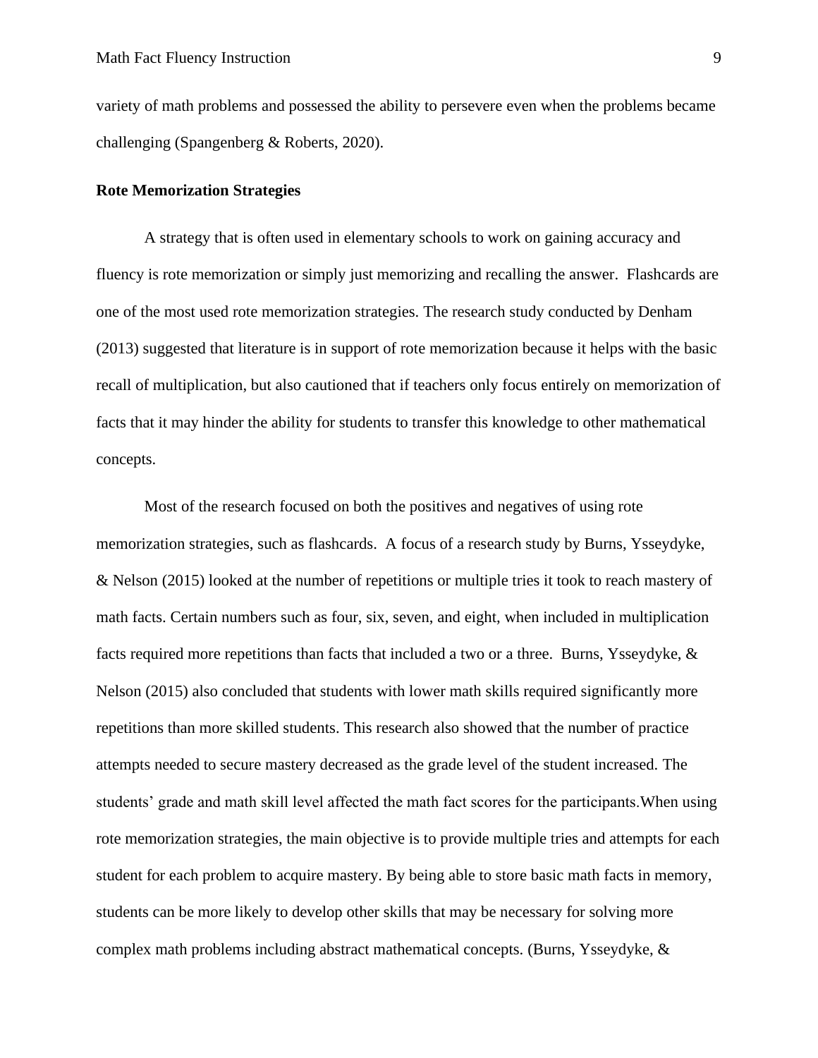variety of math problems and possessed the ability to persevere even when the problems became challenging (Spangenberg & Roberts, 2020).

**Rote Memorization Strategies**

A strategy that is often used in elementary schools to work on gaining accuracy and fluency is rote memorization or simply just memorizing and recalling the answer.  Flashcards are one of the most used rote memorization strategies. The research study conducted by Denham (2013) suggested that literature is in support of rote memorization because it helps with the basic recall of multiplication, but also cautioned that if teachers only focus entirely on memorization of facts that it may hinder the ability for students to transfer this knowledge to other mathematical concepts.

Most of the research focused on both the positives and negatives of using rote memorization strategies, such as flashcards.  A focus of a research study by Burns, Ysseydyke, & Nelson (2015) looked at the number of repetitions or multiple tries it took to reach mastery of math facts. Certain numbers such as four, six, seven, and eight, when included in multiplication facts required more repetitions than facts that included a two or a three.  Burns, Ysseydyke, & Nelson (2015) also concluded that students with lower math skills required significantly more repetitions than more skilled students. This research also showed that the number of practice attempts needed to secure mastery decreased as the grade level of the student increased. The students' grade and math skill level affected the math fact scores for the participants.When using rote memorization strategies, the main objective is to provide multiple tries and attempts for each student for each problem to acquire mastery. By being able to store basic math facts in memory, students can be more likely to develop other skills that may be necessary for solving more complex math problems including abstract mathematical concepts. (Burns, Ysseydyke, &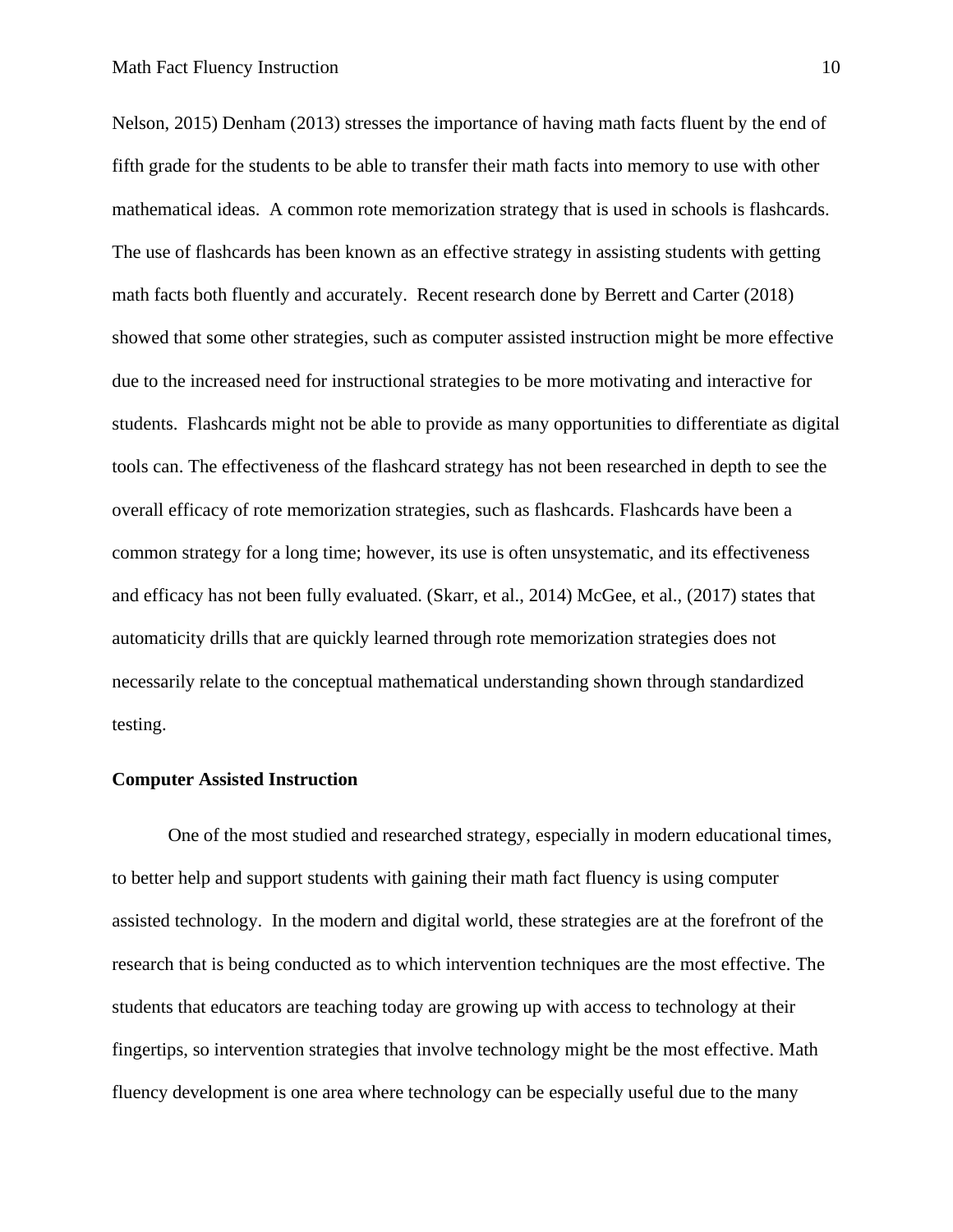Nelson, 2015) Denham (2013) stresses the importance of having math facts fluent by the end of fifth grade for the students to be able to transfer their math facts into memory to use with other mathematical ideas. A common rote memorization strategy that is used in schools is flashcards. The use of flashcards has been known as an effective strategy in assisting students with getting math facts both fluently and accurately. Recent research done by Berrett and Carter (2018) showed that some other strategies, such as computer assisted instruction might be more effective due to the increased need for instructional strategies to be more motivating and interactive for students. Flashcards might not be able to provide as many opportunities to differentiate as digital tools can. The effectiveness of the flashcard strategy has not been researched in depth to see the overall efficacy of rote memorization strategies, such as flashcards. Flashcards have been a common strategy for a long time; however, its use is often unsystematic, and its effectiveness and efficacy has not been fully evaluated. (Skarr, et al., 2014) McGee, et al., (2017) states that automaticity drills that are quickly learned through rote memorization strategies does not necessarily relate to the conceptual mathematical understanding shown through standardized testing.

**Computer Assisted Instruction**

One of the most studied and researched strategy, especially in modern educational times, to better help and support students with gaining their math fact fluency is using computer assisted technology. In the modern and digital world, these strategies are at the forefront of the research that is being conducted as to which intervention techniques are the most effective. The students that educators are teaching today are growing up with access to technology at their fingertips, so intervention strategies that involve technology might be the most effective. Math fluency development is one area where technology can be especially useful due to the many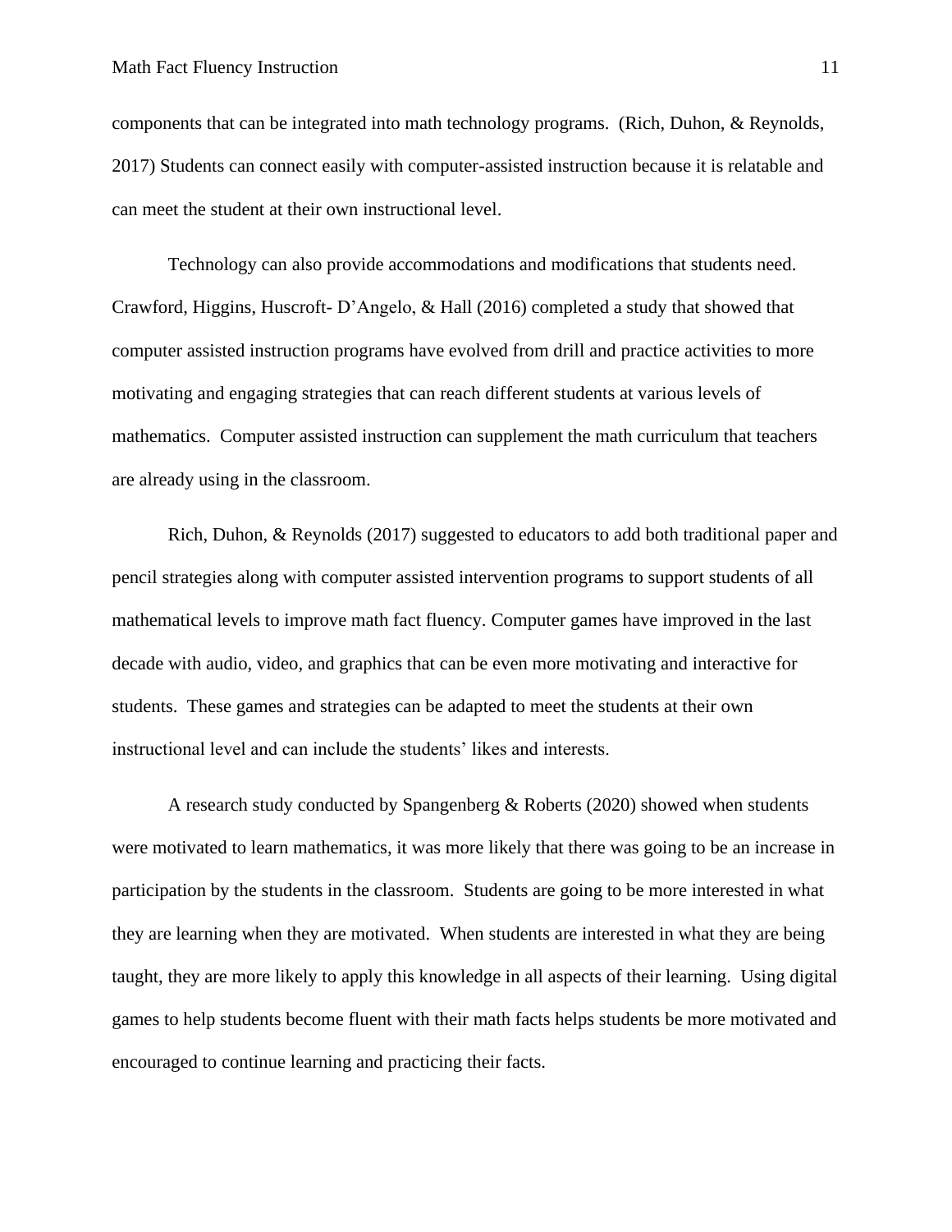components that can be integrated into math technology programs. (Rich, Duhon, & Reynolds, 2017) Students can connect easily with computer-assisted instruction because it is relatable and can meet the student at their own instructional level.

Technology can also provide accommodations and modifications that students need. Crawford, Higgins, Huscroft- D'Angelo, & Hall (2016) completed a study that showed that computer assisted instruction programs have evolved from drill and practice activities to more motivating and engaging strategies that can reach different students at various levels of mathematics. Computer assisted instruction can supplement the math curriculum that teachers are already using in the classroom.

Rich, Duhon, & Reynolds (2017) suggested to educators to add both traditional paper and pencil strategies along with computer assisted intervention programs to support students of all mathematical levels to improve math fact fluency. Computer games have improved in the last decade with audio, video, and graphics that can be even more motivating and interactive for students. These games and strategies can be adapted to meet the students at their own instructional level and can include the students' likes and interests.

A research study conducted by Spangenberg & Roberts (2020) showed when students were motivated to learn mathematics, it was more likely that there was going to be an increase in participation by the students in the classroom. Students are going to be more interested in what they are learning when they are motivated. When students are interested in what they are being taught, they are more likely to apply this knowledge in all aspects of their learning. Using digital games to help students become fluent with their math facts helps students be more motivated and encouraged to continue learning and practicing their facts.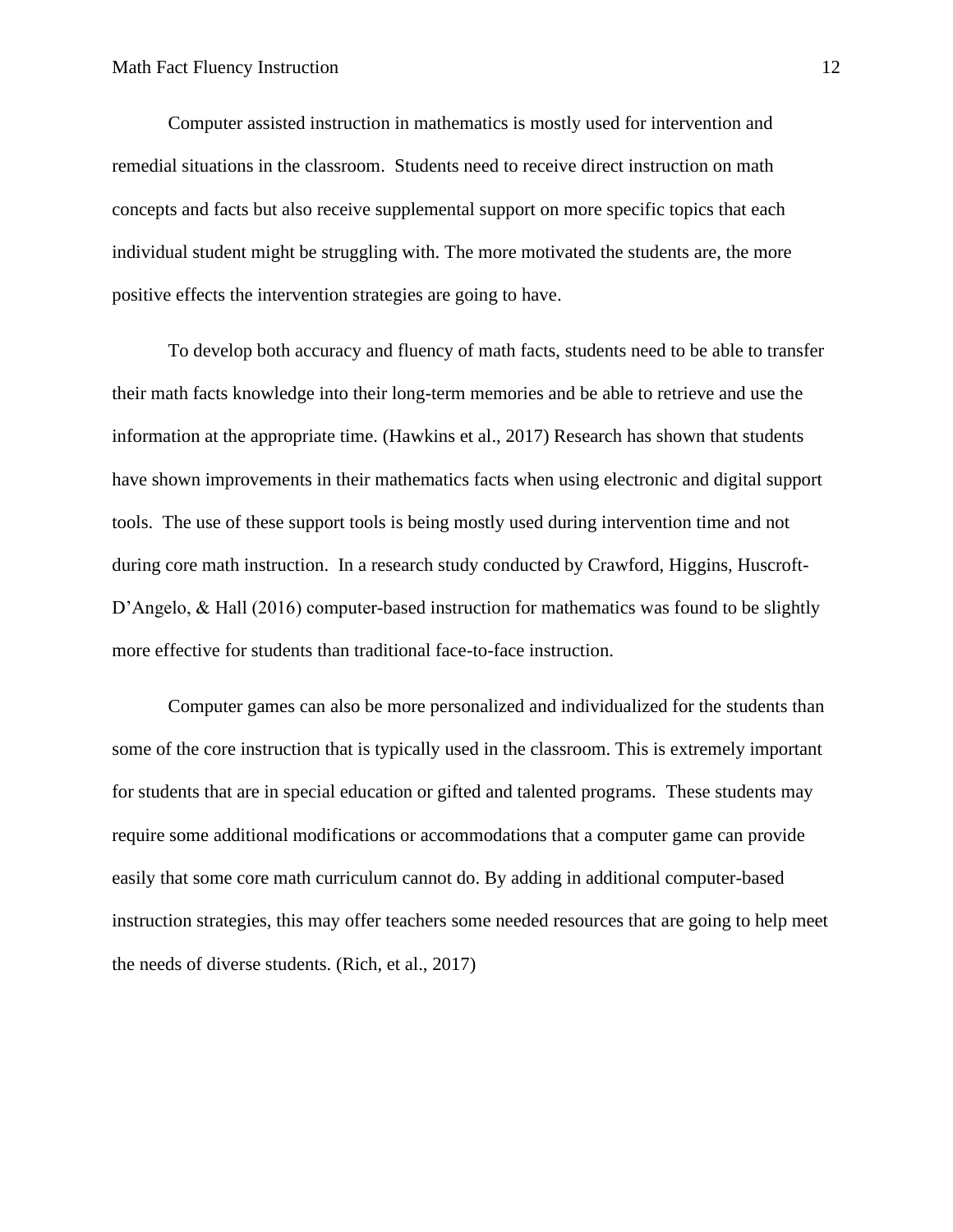Computer assisted instruction in mathematics is mostly used for intervention and remedial situations in the classroom. Students need to receive direct instruction on math concepts and facts but also receive supplemental support on more specific topics that each individual student might be struggling with. The more motivated the students are, the more positive effects the intervention strategies are going to have.

To develop both accuracy and fluency of math facts, students need to be able to transfer their math facts knowledge into their long-term memories and be able to retrieve and use the information at the appropriate time. (Hawkins et al., 2017) Research has shown that students have shown improvements in their mathematics facts when using electronic and digital support tools. The use of these support tools is being mostly used during intervention time and not during core math instruction. In a research study conducted by Crawford, Higgins, Huscroft-D'Angelo, & Hall (2016) computer-based instruction for mathematics was found to be slightly more effective for students than traditional face-to-face instruction.

Computer games can also be more personalized and individualized for the students than some of the core instruction that is typically used in the classroom. This is extremely important for students that are in special education or gifted and talented programs. These students may require some additional modifications or accommodations that a computer game can provide easily that some core math curriculum cannot do. By adding in additional computer-based instruction strategies, this may offer teachers some needed resources that are going to help meet the needs of diverse students. (Rich, et al., 2017)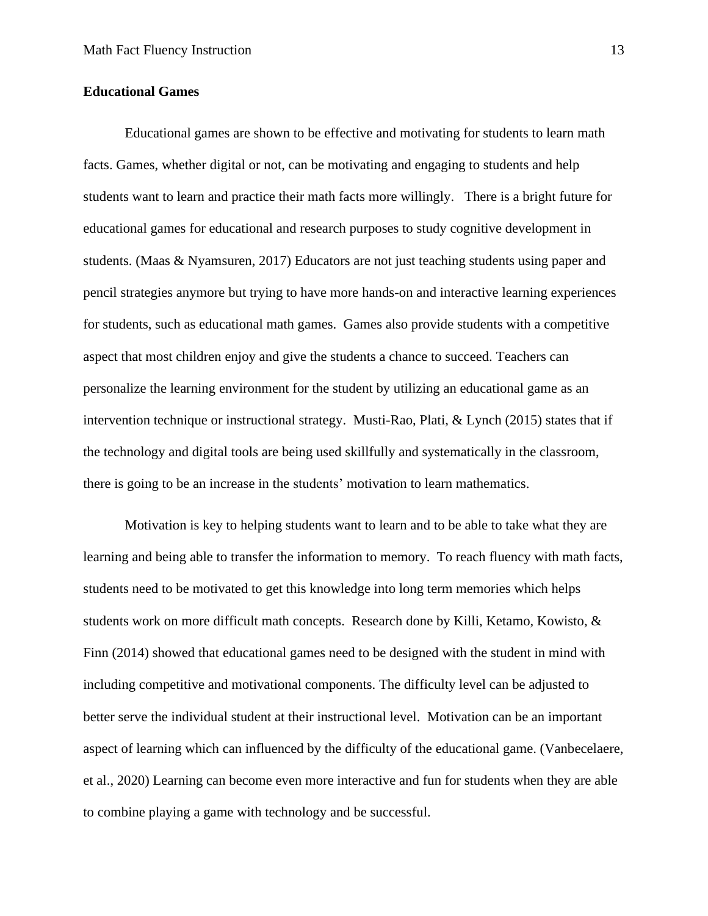**Educational Games**

Educational games are shown to be effective and motivating for students to learn math facts. Games, whether digital or not, can be motivating and engaging to students and help students want to learn and practice their math facts more willingly. There is a bright future for educational games for educational and research purposes to study cognitive development in students. (Maas & Nyamsuren, 2017) Educators are not just teaching students using paper and pencil strategies anymore but trying to have more hands-on and interactive learning experiences for students, such as educational math games. Games also provide students with a competitive aspect that most children enjoy and give the students a chance to succeed. Teachers can personalize the learning environment for the student by utilizing an educational game as an intervention technique or instructional strategy. Musti-Rao, Plati, & Lynch (2015) states that if the technology and digital tools are being used skillfully and systematically in the classroom, there is going to be an increase in the students' motivation to learn mathematics.

Motivation is key to helping students want to learn and to be able to take what they are learning and being able to transfer the information to memory. To reach fluency with math facts, students need to be motivated to get this knowledge into long term memories which helps students work on more difficult math concepts. Research done by Killi, Ketamo, Kowisto, & Finn (2014) showed that educational games need to be designed with the student in mind with including competitive and motivational components. The difficulty level can be adjusted to better serve the individual student at their instructional level. Motivation can be an important aspect of learning which can influenced by the difficulty of the educational game. (Vanbecelaere, et al., 2020) Learning can become even more interactive and fun for students when they are able to combine playing a game with technology and be successful.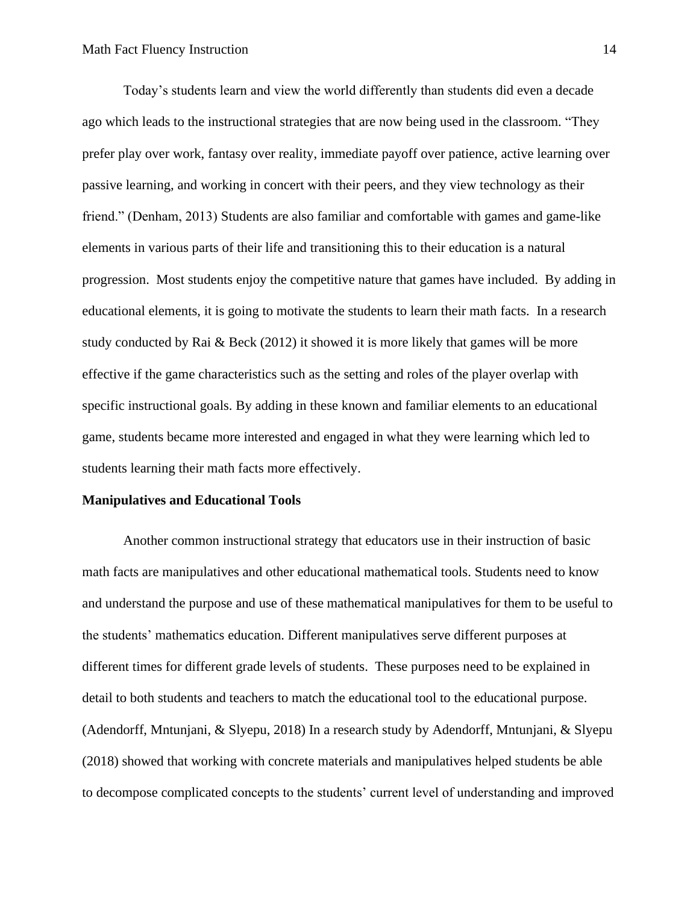Today's students learn and view the world differently than students did even a decade ago which leads to the instructional strategies that are now being used in the classroom. "They prefer play over work, fantasy over reality, immediate payoff over patience, active learning over passive learning, and working in concert with their peers, and they view technology as their friend." (Denham, 2013) Students are also familiar and comfortable with games and game-like elements in various parts of their life and transitioning this to their education is a natural progression. Most students enjoy the competitive nature that games have included. By adding in educational elements, it is going to motivate the students to learn their math facts. In a research study conducted by Rai & Beck (2012) it showed it is more likely that games will be more effective if the game characteristics such as the setting and roles of the player overlap with specific instructional goals. By adding in these known and familiar elements to an educational game, students became more interested and engaged in what they were learning which led to students learning their math facts more effectively.

**Manipulatives and Educational Tools**

Another common instructional strategy that educators use in their instruction of basic math facts are manipulatives and other educational mathematical tools. Students need to know and understand the purpose and use of these mathematical manipulatives for them to be useful to the students' mathematics education. Different manipulatives serve different purposes at different times for different grade levels of students. These purposes need to be explained in detail to both students and teachers to match the educational tool to the educational purpose. (Adendorff, Mntunjani, & Slyepu, 2018) In a research study by Adendorff, Mntunjani, & Slyepu (2018) showed that working with concrete materials and manipulatives helped students be able to decompose complicated concepts to the students' current level of understanding and improved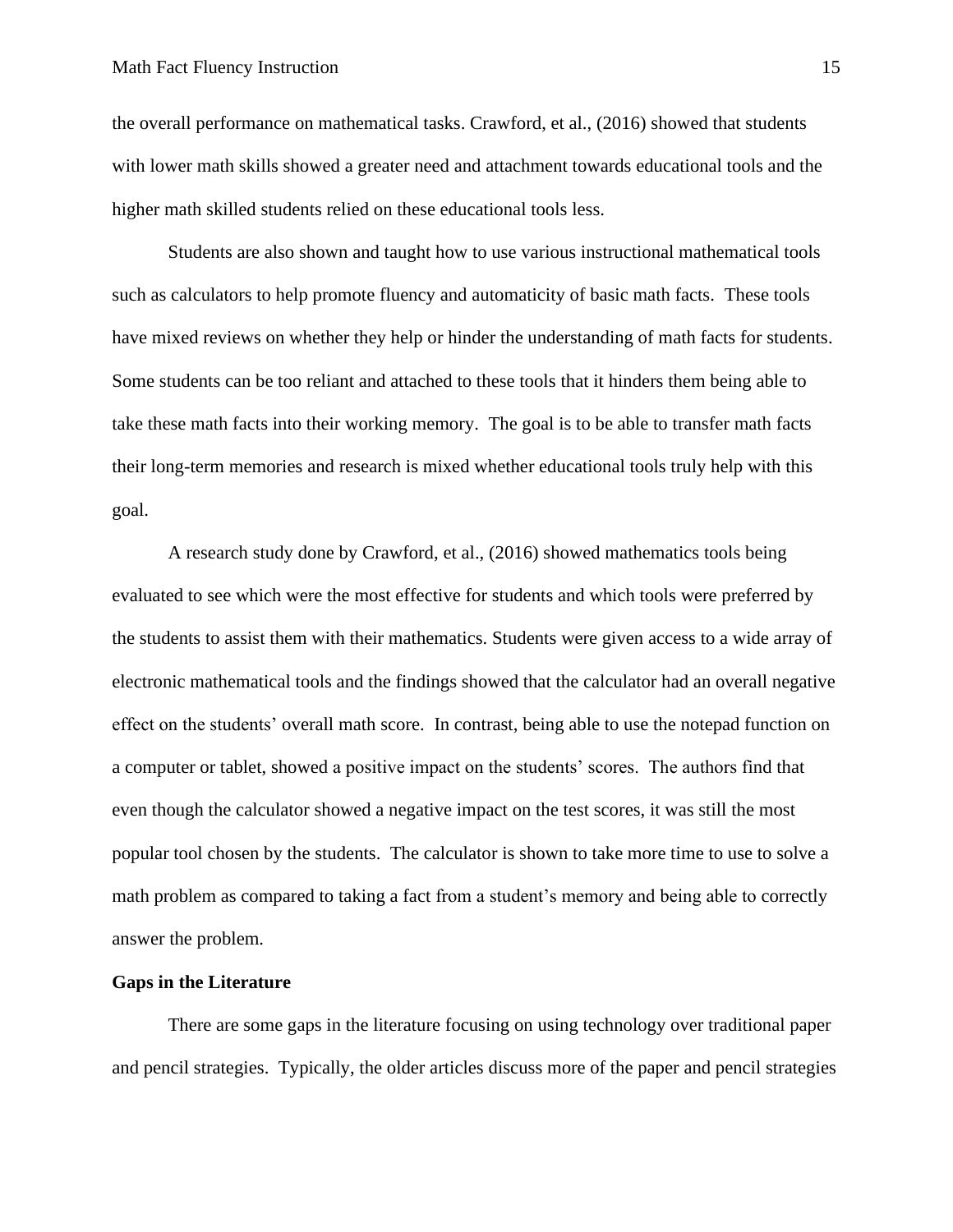the overall performance on mathematical tasks. Crawford, et al., (2016) showed that students with lower math skills showed a greater need and attachment towards educational tools and the higher math skilled students relied on these educational tools less.

Students are also shown and taught how to use various instructional mathematical tools such as calculators to help promote fluency and automaticity of basic math facts. These tools have mixed reviews on whether they help or hinder the understanding of math facts for students. Some students can be too reliant and attached to these tools that it hinders them being able to take these math facts into their working memory. The goal is to be able to transfer math facts their long-term memories and research is mixed whether educational tools truly help with this goal.

A research study done by Crawford, et al., (2016) showed mathematics tools being evaluated to see which were the most effective for students and which tools were preferred by the students to assist them with their mathematics. Students were given access to a wide array of electronic mathematical tools and the findings showed that the calculator had an overall negative effect on the students' overall math score. In contrast, being able to use the notepad function on a computer or tablet, showed a positive impact on the students' scores. The authors find that even though the calculator showed a negative impact on the test scores, it was still the most popular tool chosen by the students. The calculator is shown to take more time to use to solve a math problem as compared to taking a fact from a student's memory and being able to correctly answer the problem.

**Gaps in the Literature**

There are some gaps in the literature focusing on using technology over traditional paper and pencil strategies. Typically, the older articles discuss more of the paper and pencil strategies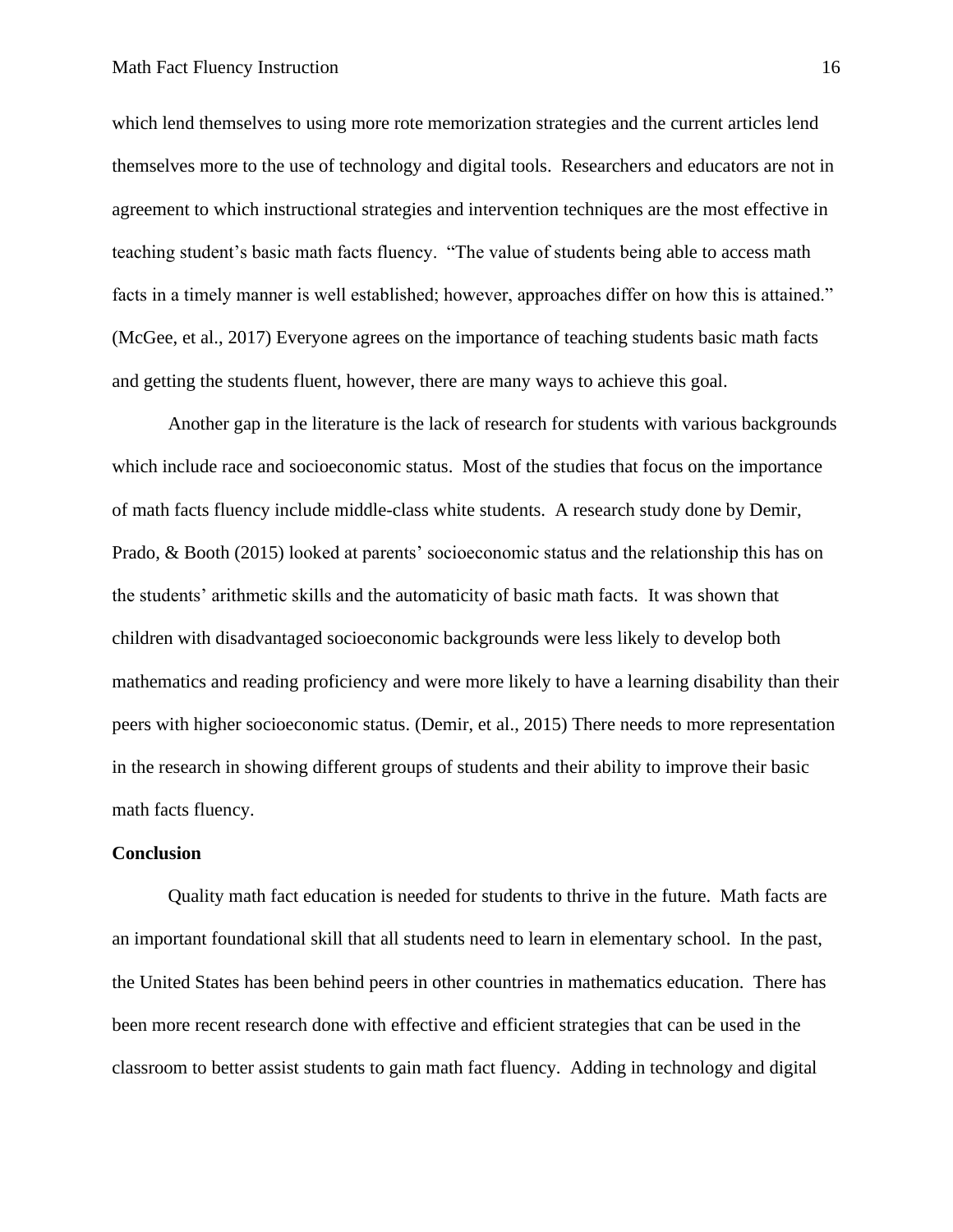which lend themselves to using more rote memorization strategies and the current articles lend themselves more to the use of technology and digital tools. Researchers and educators are not in agreement to which instructional strategies and intervention techniques are the most effective in teaching student's basic math facts fluency. "The value of students being able to access math facts in a timely manner is well established; however, approaches differ on how this is attained." (McGee, et al., 2017) Everyone agrees on the importance of teaching students basic math facts and getting the students fluent, however, there are many ways to achieve this goal.

Another gap in the literature is the lack of research for students with various backgrounds which include race and socioeconomic status. Most of the studies that focus on the importance of math facts fluency include middle-class white students. A research study done by Demir, Prado, & Booth (2015) looked at parents' socioeconomic status and the relationship this has on the students' arithmetic skills and the automaticity of basic math facts. It was shown that children with disadvantaged socioeconomic backgrounds were less likely to develop both mathematics and reading proficiency and were more likely to have a learning disability than their peers with higher socioeconomic status. (Demir, et al., 2015) There needs to more representation in the research in showing different groups of students and their ability to improve their basic math facts fluency.

**Conclusion**

Quality math fact education is needed for students to thrive in the future. Math facts are an important foundational skill that all students need to learn in elementary school. In the past, the United States has been behind peers in other countries in mathematics education. There has been more recent research done with effective and efficient strategies that can be used in the classroom to better assist students to gain math fact fluency. Adding in technology and digital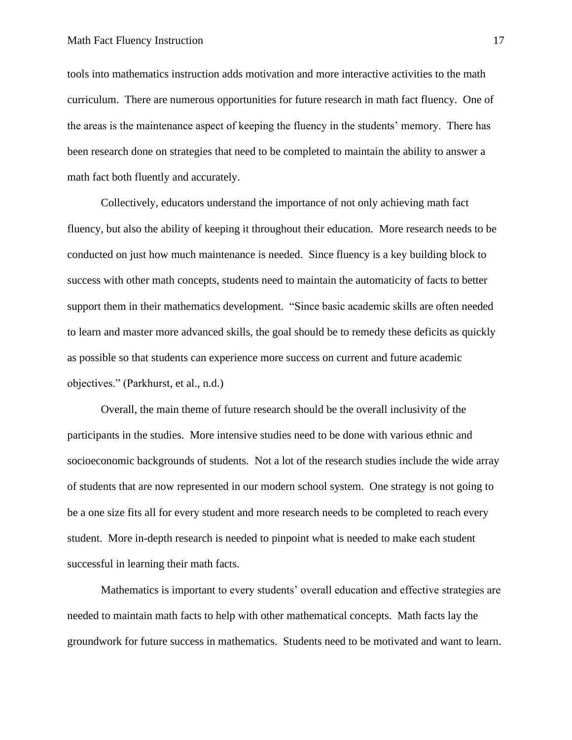tools into mathematics instruction adds motivation and more interactive activities to the math curriculum. There are numerous opportunities for future research in math fact fluency. One of the areas is the maintenance aspect of keeping the fluency in the students' memory. There has been research done on strategies that need to be completed to maintain the ability to answer a math fact both fluently and accurately.

Collectively, educators understand the importance of not only achieving math fact fluency, but also the ability of keeping it throughout their education. More research needs to be conducted on just how much maintenance is needed. Since fluency is a key building block to success with other math concepts, students need to maintain the automaticity of facts to better support them in their mathematics development. "Since basic academic skills are often needed to learn and master more advanced skills, the goal should be to remedy these deficits as quickly as possible so that students can experience more success on current and future academic objectives." (Parkhurst, et al., n.d.)

Overall, the main theme of future research should be the overall inclusivity of the participants in the studies. More intensive studies need to be done with various ethnic and socioeconomic backgrounds of students. Not a lot of the research studies include the wide array of students that are now represented in our modern school system. One strategy is not going to be a one size fits all for every student and more research needs to be completed to reach every student. More in-depth research is needed to pinpoint what is needed to make each student successful in learning their math facts.

Mathematics is important to every students' overall education and effective strategies are needed to maintain math facts to help with other mathematical concepts. Math facts lay the groundwork for future success in mathematics. Students need to be motivated and want to learn.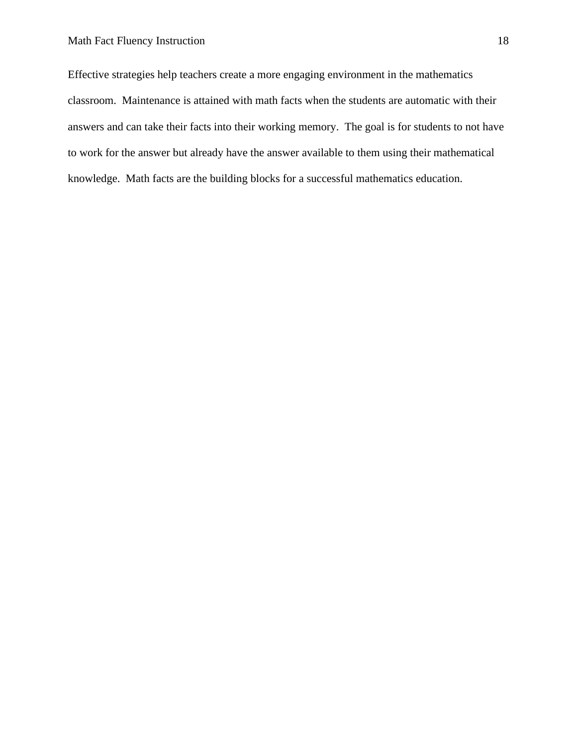Effective strategies help teachers create a more engaging environment in the mathematics classroom. Maintenance is attained with math facts when the students are automatic with their answers and can take their facts into their working memory. The goal is for students to not have to work for the answer but already have the answer available to them using their mathematical knowledge. Math facts are the building blocks for a successful mathematics education.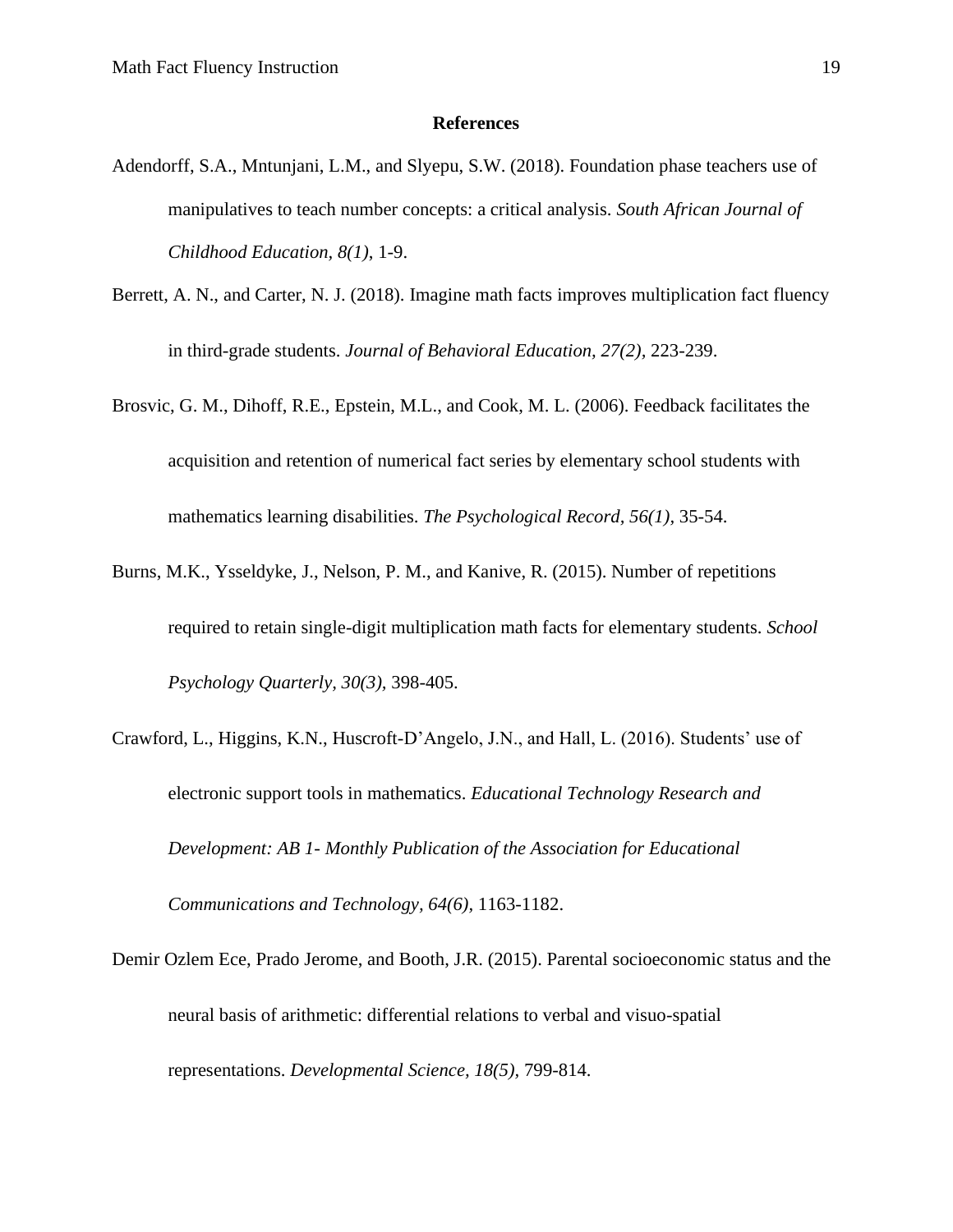# References

Adendorff, S.A., Mntunjani, L.M., and Slyepu, S.W. (2018). Foundation phase teachers use of manipulatives to teach number concepts: a critical analysis. *South African Journal of Childhood Education, 8(1)*, 1-9.

Berrett, A. N., and Carter, N. J. (2018). Imagine math facts improves multiplication fact fluency in third-grade students. *Journal of Behavioral Education, 27(2),* 223-239.

Brosvic, G. M., Dihoff, R.E., Epstein, M.L., and Cook, M. L. (2006). Feedback facilitates the acquisition and retention of numerical fact series by elementary school students with mathematics learning disabilities. *The Psychological Record, 56(1),* 35-54.

Burns, M.K., Ysseldyke, J., Nelson, P. M., and Kanive, R. (2015). Number of repetitions required to retain single-digit multiplication math facts for elementary students. *School Psychology Quarterly, 30(3),* 398-405.

Crawford, L., Higgins, K.N., Huscroft-D'Angelo, J.N., and Hall, L. (2016). Students' use of electronic support tools in mathematics. *Educational Technology Research and Development: AB 1- Monthly Publication of the Association for Educational Communications and Technology, 64(6),* 1163-1182.

Demir Ozlem Ece, Prado Jerome, and Booth, J.R. (2015). Parental socioeconomic status and the neural basis of arithmetic: differential relations to verbal and visuo-spatial representations. *Developmental Science, 18(5),* 799-814.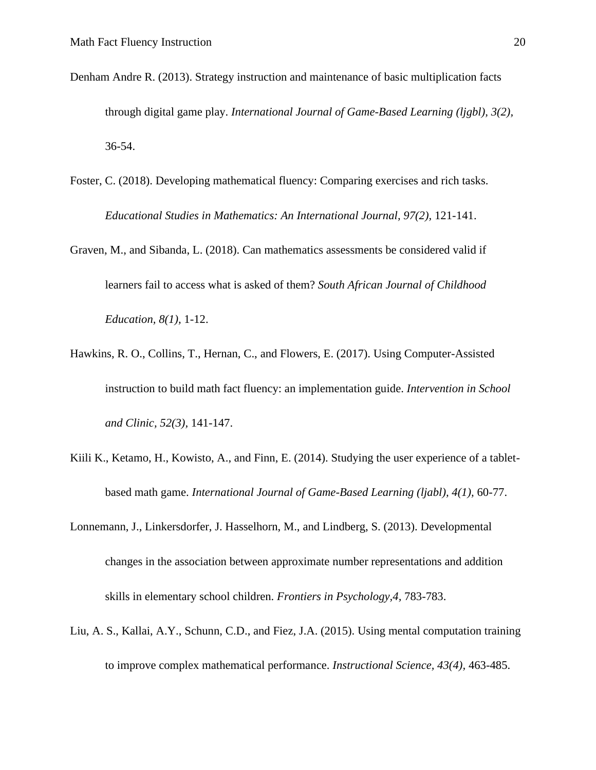Denham Andre R. (2013). Strategy instruction and maintenance of basic multiplication facts through digital game play. *International Journal of Game-Based Learning (ljgbl), 3(2),* 36-54.

Foster, C. (2018). Developing mathematical fluency: Comparing exercises and rich tasks. *Educational Studies in Mathematics: An International Journal, 97(2),* 121-141.

Graven, M., and Sibanda, L. (2018). Can mathematics assessments be considered valid if learners fail to access what is asked of them? *South African Journal of Childhood Education, 8(1),* 1-12.

Hawkins, R. O., Collins, T., Hernan, C., and Flowers, E. (2017). Using Computer-Assisted instruction to build math fact fluency: an implementation guide. *Intervention in School and Clinic, 52(3),* 141-147.

Kiili K., Ketamo, H., Kowisto, A., and Finn, E. (2014). Studying the user experience of a tablet-based math game. *International Journal of Game-Based Learning (ljabl), 4(1),* 60-77.

Lonnemann, J., Linkersdorfer, J. Hasselhorn, M., and Lindberg, S. (2013). Developmental changes in the association between approximate number representations and addition skills in elementary school children. *Frontiers in Psychology,4*, 783-783.

Liu, A. S., Kallai, A.Y., Schunn, C.D., and Fiez, J.A. (2015). Using mental computation training to improve complex mathematical performance. *Instructional Science, 43(4),* 463-485.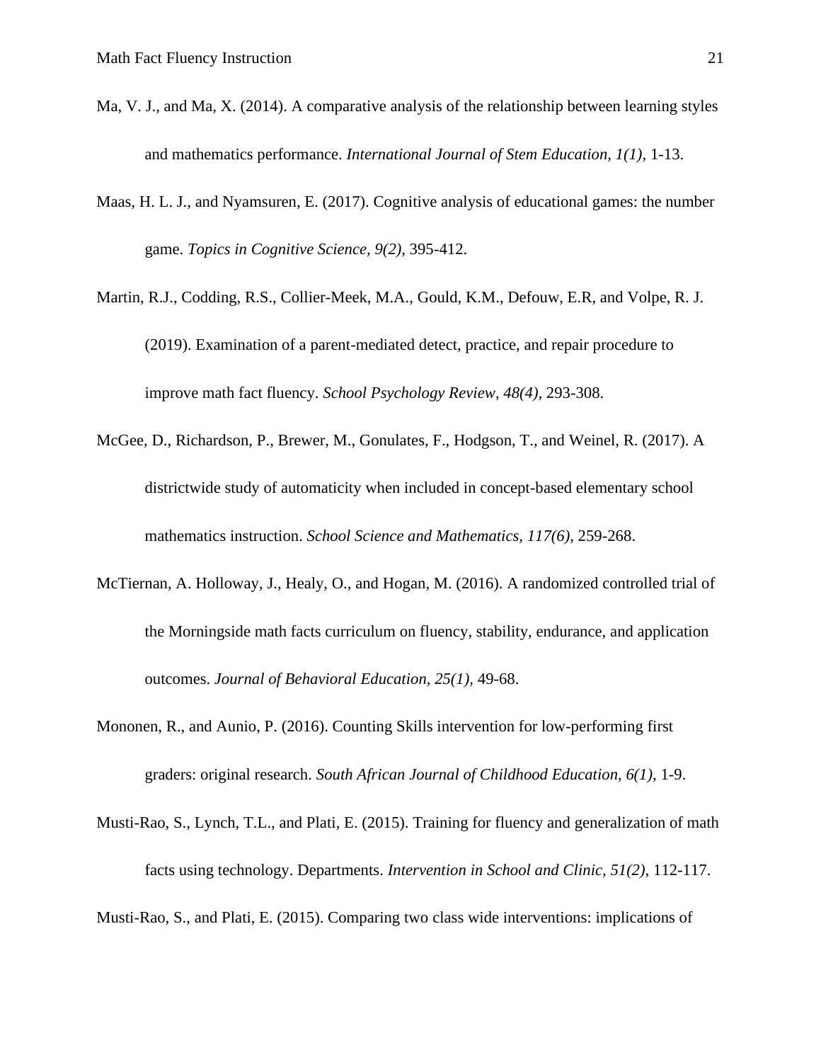Ma, V. J., and Ma, X. (2014). A comparative analysis of the relationship between learning styles and mathematics performance. *International Journal of Stem Education, 1(1),* 1-13.

Maas, H. L. J., and Nyamsuren, E. (2017). Cognitive analysis of educational games: the number game. *Topics in Cognitive Science, 9(2),* 395-412.

Martin, R.J., Codding, R.S., Collier-Meek, M.A., Gould, K.M., Defouw, E.R, and Volpe, R. J. (2019). Examination of a parent-mediated detect, practice, and repair procedure to improve math fact fluency. *School Psychology Review, 48(4),* 293-308.

McGee, D., Richardson, P., Brewer, M., Gonulates, F., Hodgson, T., and Weinel, R. (2017). A districtwide study of automaticity when included in concept-based elementary school mathematics instruction. *School Science and Mathematics, 117(6),* 259-268.

McTiernan, A. Holloway, J., Healy, O., and Hogan, M. (2016). A randomized controlled trial of the Morningside math facts curriculum on fluency, stability, endurance, and application outcomes. *Journal of Behavioral Education, 25(1),* 49-68.

Mononen, R., and Aunio, P. (2016). Counting Skills intervention for low-performing first graders: original research. *South African Journal of Childhood Education, 6(1),* 1-9.

Musti-Rao, S., Lynch, T.L., and Plati, E. (2015). Training for fluency and generalization of math facts using technology. Departments. *Intervention in School and Clinic, 51(2),* 112-117.

Musti-Rao, S., and Plati, E. (2015). Comparing two class wide interventions: implications of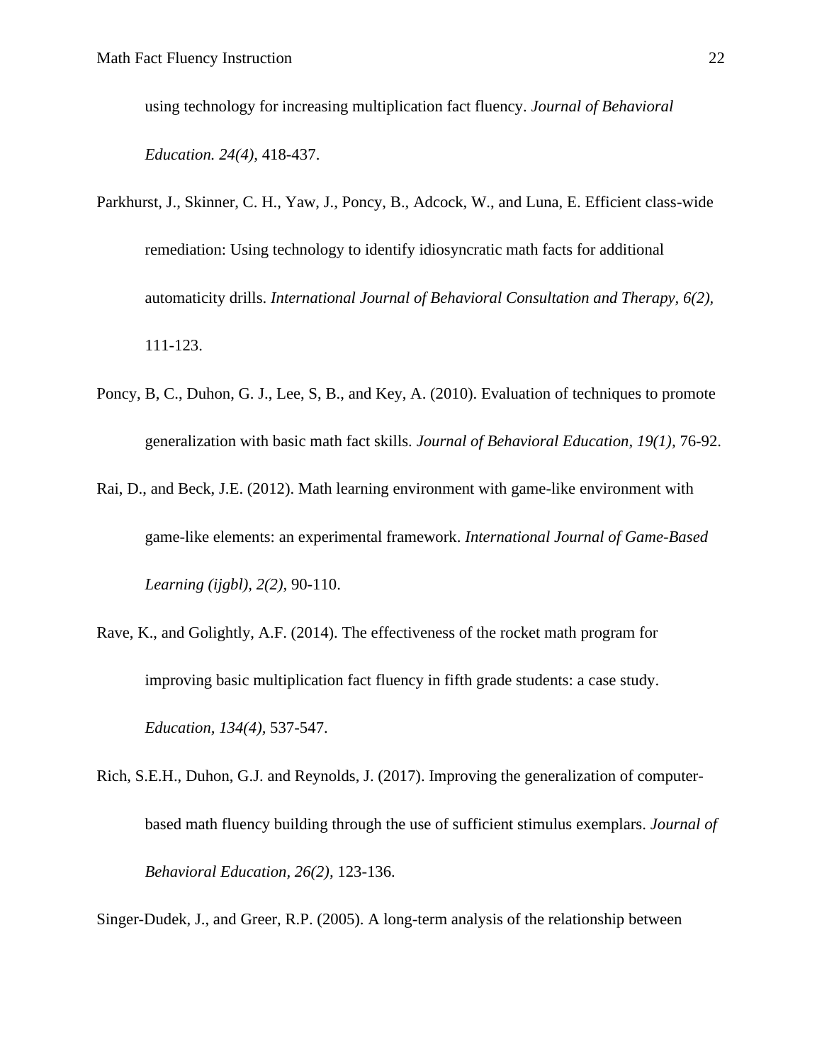using technology for increasing multiplication fact fluency. *Journal of Behavioral Education. 24(4),* 418-437.

Parkhurst, J., Skinner, C. H., Yaw, J., Poncy, B., Adcock, W., and Luna, E. Efficient class-wide remediation: Using technology to identify idiosyncratic math facts for additional automaticity drills. *International Journal of Behavioral Consultation and Therapy, 6(2),* 111-123.

Poncy, B, C., Duhon, G. J., Lee, S, B., and Key, A. (2010). Evaluation of techniques to promote generalization with basic math fact skills. *Journal of Behavioral Education, 19(1),* 76-92.

Rai, D., and Beck, J.E. (2012). Math learning environment with game-like environment with game-like elements: an experimental framework. *International Journal of Game-Based Learning (ijgbl), 2(2),* 90-110.

Rave, K., and Golightly, A.F. (2014). The effectiveness of the rocket math program for improving basic multiplication fact fluency in fifth grade students: a case study. *Education, 134(4),* 537-547.

Rich, S.E.H., Duhon, G.J. and Reynolds, J. (2017). Improving the generalization of computer-based math fluency building through the use of sufficient stimulus exemplars. *Journal of Behavioral Education, 26(2),* 123-136.

Singer-Dudek, J., and Greer, R.P. (2005). A long-term analysis of the relationship between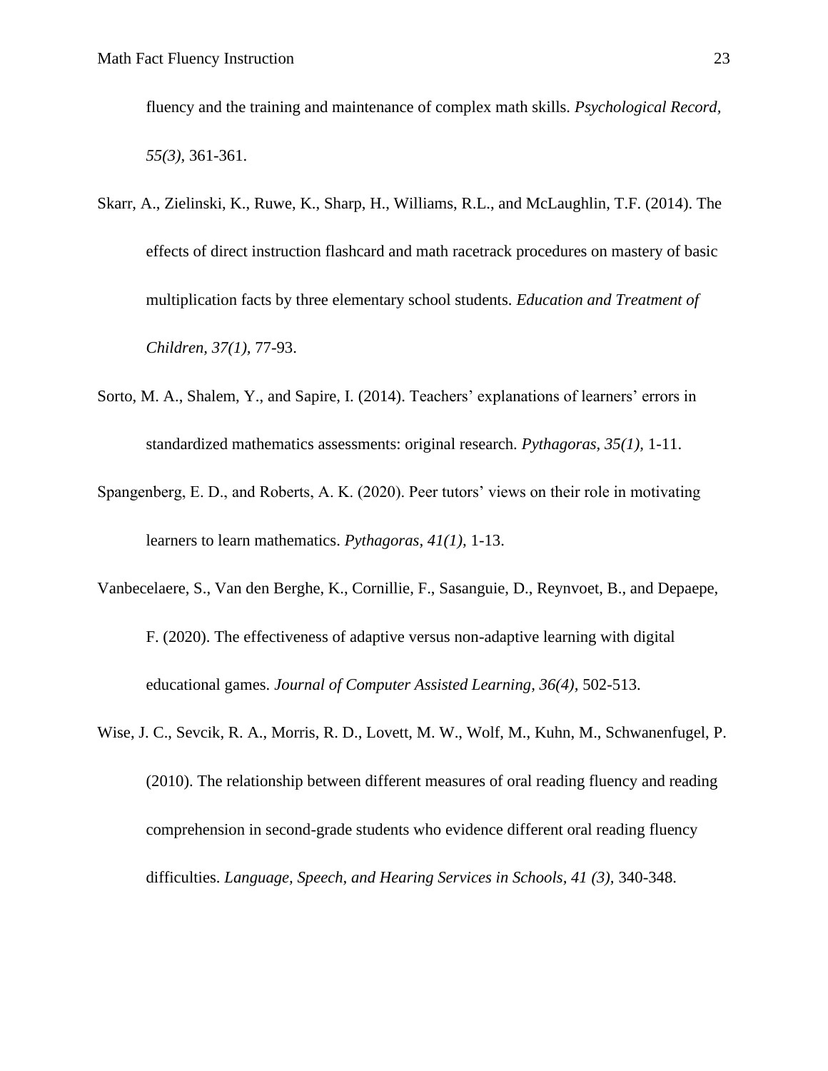fluency and the training and maintenance of complex math skills. *Psychological Record, 55(3),* 361-361.

Skarr, A., Zielinski, K., Ruwe, K., Sharp, H., Williams, R.L., and McLaughlin, T.F. (2014). The effects of direct instruction flashcard and math racetrack procedures on mastery of basic multiplication facts by three elementary school students. *Education and Treatment of Children, 37(1),* 77-93.

Sorto, M. A., Shalem, Y., and Sapire, I. (2014). Teachers' explanations of learners' errors in standardized mathematics assessments: original research. *Pythagoras, 35(1),* 1-11.

Spangenberg, E. D., and Roberts, A. K. (2020). Peer tutors' views on their role in motivating learners to learn mathematics. *Pythagoras, 41(1),* 1-13.

Vanbecelaere, S., Van den Berghe, K., Cornillie, F., Sasanguie, D., Reynvoet, B., and Depaepe, F. (2020). The effectiveness of adaptive versus non-adaptive learning with digital educational games. *Journal of Computer Assisted Learning, 36(4),* 502-513.

Wise, J. C., Sevcik, R. A., Morris, R. D., Lovett, M. W., Wolf, M., Kuhn, M., Schwanenfugel, P. (2010). The relationship between different measures of oral reading fluency and reading comprehension in second-grade students who evidence different oral reading fluency difficulties. *Language, Speech, and Hearing Services in Schools, 41 (3),* 340-348.